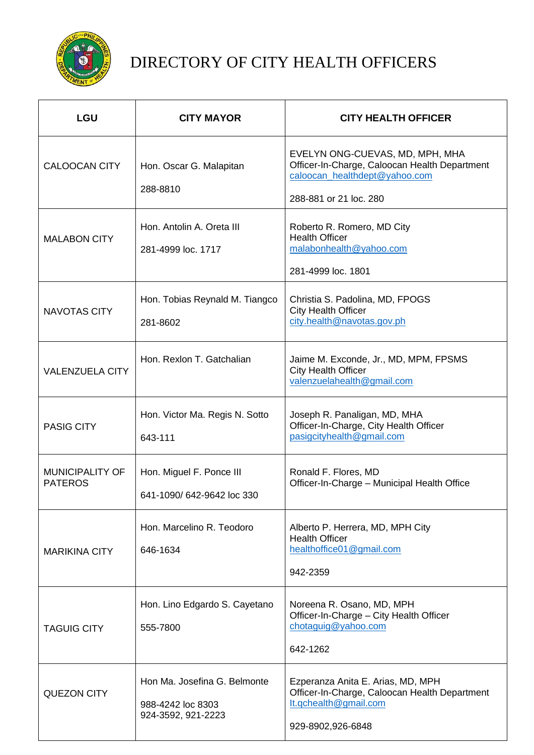# DIRECTORY OF CITY HEALTH OFFICERS

| LGU | CITY MAYOR | CITY HEALTH OFFICER |
|---|---|---|
| CALOOCAN CITY | Hon. Oscar G. Malapitan<br><br>288-8810 | EVELYN ONG-CUEVAS, MD, MPH, MHA<br>Officer-In-Charge, Caloocan Health Department<br>caloocan_healthdept@yahoo.com<br><br>288-881 or 21 loc. 280 |
| MALABON CITY | Hon. Antolin A. Oreta III<br><br>281-4999 loc. 1717 | Roberto R. Romero, MD City Health Officer<br>malabonhealth@yahoo.com<br><br>281-4999 loc. 1801 |
| NAVOTAS CITY | Hon. Tobias Reynald M. Tiangco<br><br>281-8602 | Christia S. Padolina, MD, FPOGS<br>City Health Officer<br>city.health@navotas.gov.ph |
| VALENZUELA CITY | Hon. Rexlon T. Gatchalian | Jaime M. Exconde, Jr., MD, MPM, FPSMS<br>City Health Officer<br>valenzuelahealth@gmail.com |
| PASIG CITY | Hon. Victor Ma. Regis N. Sotto<br><br>643-111 | Joseph R. Panaligan, MD, MHA<br>Officer-In-Charge, City Health Officer<br>pasigcityhealth@gmail.com |
| MUNICIPALITY OF PATEROS | Hon. Miguel F. Ponce III<br><br>641-1090/ 642-9642 loc 330 | Ronald F. Flores, MD<br>Officer-In-Charge – Municipal Health Office |
| MARIKINA CITY | Hon. Marcelino R. Teodoro<br><br>646-1634 | Alberto P. Herrera, MD, MPH City Health Officer<br>healthoffice01@gmail.com<br><br>942-2359 |
| TAGUIG CITY | Hon. Lino Edgardo S. Cayetano<br><br>555-7800 | Noreena R. Osano, MD, MPH<br>Officer-In-Charge – City Health Officer<br>chotaguig@yahoo.com<br><br>642-1262 |
| QUEZON CITY | Hon Ma. Josefina G. Belmonte<br><br>988-4242 loc 8303<br>924-3592, 921-2223 | Ezperanza Anita E. Arias, MD, MPH<br>Officer-In-Charge, Caloocan Health Department<br>lt.qchealth@gmail.com<br><br>929-8902,926-6848 |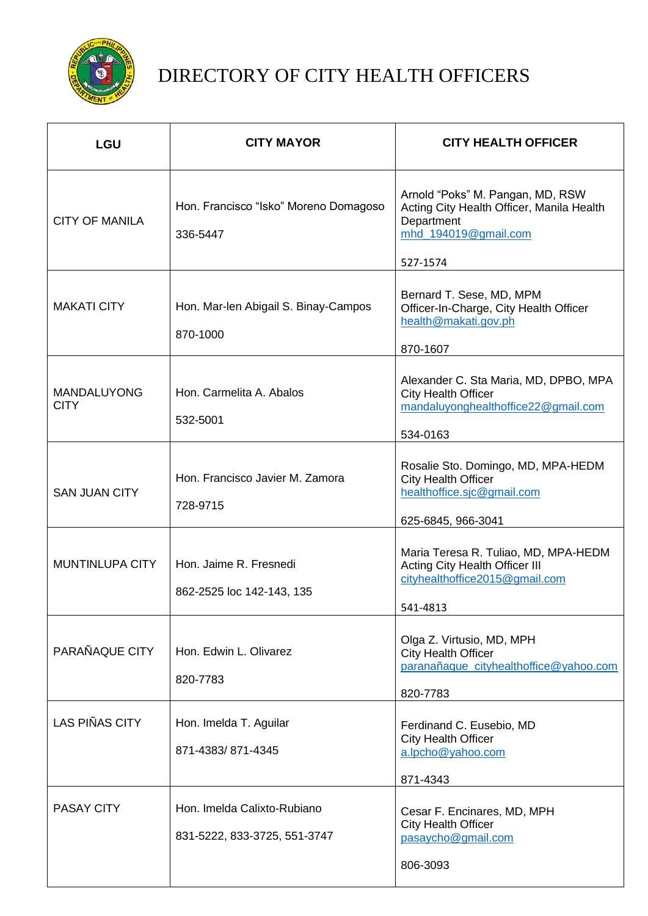# DIRECTORY OF CITY HEALTH OFFICERS

| LGU | CITY MAYOR | CITY HEALTH OFFICER |
|---|---|---|
| CITY OF MANILA | Hon. Francisco "Isko" Moreno Domagoso<br><br>336-5447 | Arnold "Poks" M. Pangan, MD, RSW<br>Acting City Health Officer, Manila Health Department<br>mhd_194019@gmail.com<br><br>527-1574 |
| MAKATI CITY | Hon. Mar-len Abigail S. Binay-Campos<br><br>870-1000 | Bernard T. Sese, MD, MPM<br>Officer-In-Charge, City Health Officer<br>health@makati.gov.ph<br><br>870-1607 |
| MANDALUYONG CITY | Hon. Carmelita A. Abalos<br><br>532-5001 | Alexander C. Sta Maria, MD, DPBO, MPA<br>City Health Officer<br>mandaluyonghealthoffice22@gmail.com<br><br>534-0163 |
| SAN JUAN CITY | Hon. Francisco Javier M. Zamora<br><br>728-9715 | Rosalie Sto. Domingo, MD, MPA-HEDM<br>City Health Officer<br>healthoffice.sjc@gmail.com<br><br>625-6845, 966-3041 |
| MUNTINLUPA CITY | Hon. Jaime R. Fresnedi<br><br>862-2525 loc 142-143, 135 | Maria Teresa R. Tuliao, MD, MPA-HEDM<br>Acting City Health Officer III<br>cityhealthoffice2015@gmail.com<br><br>541-4813 |
| PARAÑAQUE CITY | Hon. Edwin L. Olivarez<br><br>820-7783 | Olga Z. Virtusio, MD, MPH<br>City Health Officer<br>paranañaque_cityhealthoffice@yahoo.com<br><br>820-7783 |
| LAS PIÑAS CITY | Hon. Imelda T. Aguilar<br><br>871-4383/ 871-4345 | Ferdinand C. Eusebio, MD<br>City Health Officer<br>a.lpcho@yahoo.com<br><br>871-4343 |
| PASAY CITY | Hon. Imelda Calixto-Rubiano<br><br>831-5222, 833-3725, 551-3747 | Cesar F. Encinares, MD, MPH<br>City Health Officer<br>pasaycho@gmail.com<br><br>806-3093 |